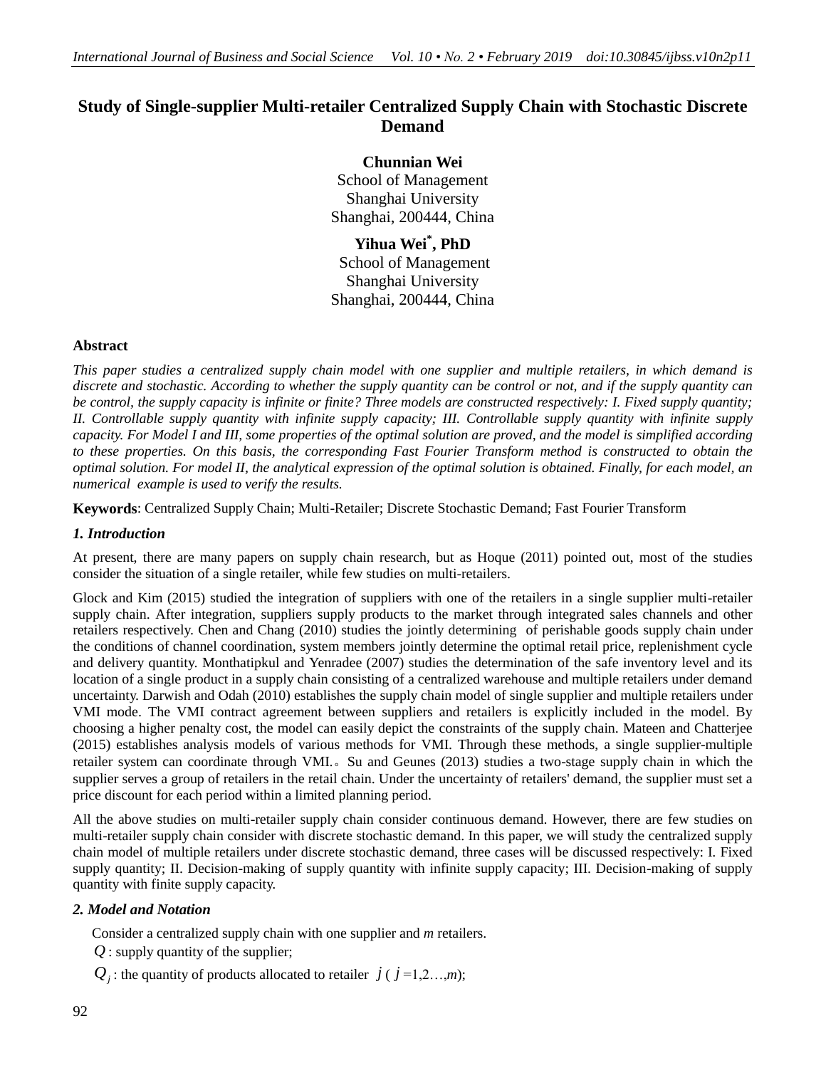# Study of Single-supplier Multi-retailer Centralized Supply Chain with Stochastic Discrete Demand

**Chunnian Wei**
School of Management
Shanghai University
Shanghai, 200444, China

**Yihua Wei*, PhD**
School of Management
Shanghai University
Shanghai, 200444, China

## Abstract

*This paper studies a centralized supply chain model with one supplier and multiple retailers, in which demand is discrete and stochastic. According to whether the supply quantity can be control or not, and if the supply quantity can be control, the supply capacity is infinite or finite? Three models are constructed respectively: I. Fixed supply quantity; II. Controllable supply quantity with infinite supply capacity; III. Controllable supply quantity with infinite supply capacity. For Model I and III, some properties of the optimal solution are proved, and the model is simplified according to these properties. On this basis, the corresponding Fast Fourier Transform method is constructed to obtain the optimal solution. For model II, the analytical expression of the optimal solution is obtained. Finally, for each model, an numerical example is used to verify the results.*

**Keywords**: Centralized Supply Chain; Multi-Retailer; Discrete Stochastic Demand; Fast Fourier Transform

## *1. Introduction*

At present, there are many papers on supply chain research, but as Hoque (2011) pointed out, most of the studies consider the situation of a single retailer, while few studies on multi-retailers.

Glock and Kim (2015) studied the integration of suppliers with one of the retailers in a single supplier multi-retailer supply chain. After integration, suppliers supply products to the market through integrated sales channels and other retailers respectively. Chen and Chang (2010) studies the jointly determining of perishable goods supply chain under the conditions of channel coordination, system members jointly determine the optimal retail price, replenishment cycle and delivery quantity. Monthatipkul and Yenradee (2007) studies the determination of the safe inventory level and its location of a single product in a supply chain consisting of a centralized warehouse and multiple retailers under demand uncertainty. Darwish and Odah (2010) establishes the supply chain model of single supplier and multiple retailers under VMI mode. The VMI contract agreement between suppliers and retailers is explicitly included in the model. By choosing a higher penalty cost, the model can easily depict the constraints of the supply chain. Mateen and Chatterjee (2015) establishes analysis models of various methods for VMI. Through these methods, a single supplier-multiple retailer system can coordinate through VMI。 Su and Geunes (2013) studies a two-stage supply chain in which the supplier serves a group of retailers in the retail chain. Under the uncertainty of retailers' demand, the supplier must set a price discount for each period within a limited planning period.

All the above studies on multi-retailer supply chain consider continuous demand. However, there are few studies on multi-retailer supply chain consider with discrete stochastic demand. In this paper, we will study the centralized supply chain model of multiple retailers under discrete stochastic demand, three cases will be discussed respectively: I. Fixed supply quantity; II. Decision-making of supply quantity with infinite supply capacity; III. Decision-making of supply quantity with finite supply capacity.

## *2. Model and Notation*

Consider a centralized supply chain with one supplier and *m* retailers.

$Q$ : supply quantity of the supplier;

$Q_j$ : the quantity of products allocated to retailer $j$ ( $j$ =1,2…,*m*);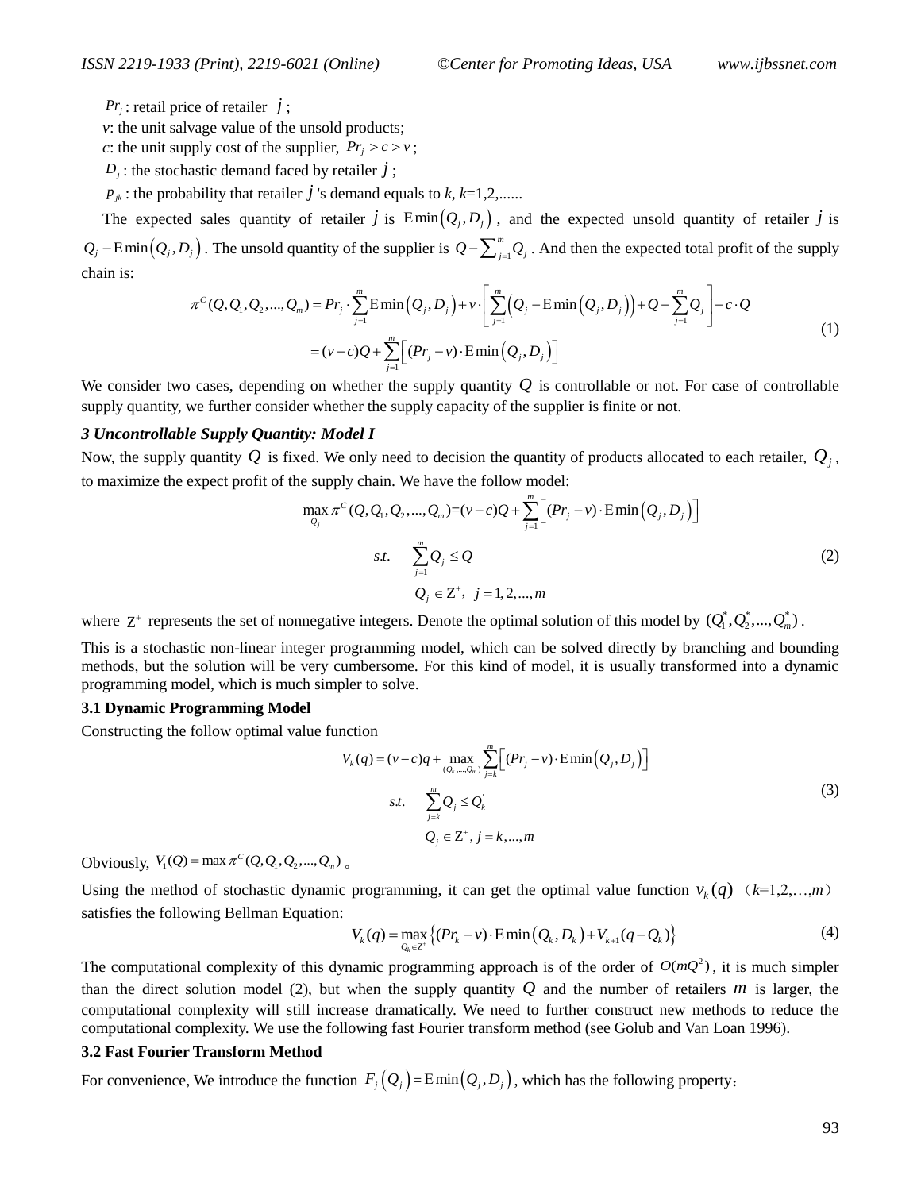$Pr_j$ : retail price of retailer $j$ ;

$v$: the unit salvage value of the unsold products;

$c$: the unit supply cost of the supplier, $Pr_j > c > v$ ;

$D_j$ : the stochastic demand faced by retailer $j$ ;

$p_{jk}$ : the probability that retailer $j$ 's demand equals to $k$, $k$=1,2,......

The expected sales quantity of retailer $j$ is $\mathrm{E}\min\left(Q_j, D_j\right)$ , and the expected unsold quantity of retailer $j$ is $Q_j - \mathrm{E}\min\left(Q_j, D_j\right)$ . The unsold quantity of the supplier is $Q - \sum_{j=1}^{m} Q_j$ . And then the expected total profit of the supply chain is:

$$
\begin{aligned}
\pi^C(Q, Q_1, Q_2, ..., Q_m) &= Pr_j \cdot \sum_{j=1}^{m} \mathrm{E}\min\left(Q_j, D_j\right) + v \cdot \left[ \sum_{j=1}^{m} \left( Q_j - \mathrm{E}\min\left(Q_j, D_j\right) \right) + Q - \sum_{j=1}^{m} Q_j \right] - c \cdot Q \\
&= (v-c)Q + \sum_{j=1}^{m} \left[ (Pr_j - v) \cdot \mathrm{E}\min\left(Q_j, D_j\right) \right]
\end{aligned}
\tag{1}
$$

We consider two cases, depending on whether the supply quantity $Q$ is controllable or not. For case of controllable supply quantity, we further consider whether the supply capacity of the supplier is finite or not.

### *3 Uncontrollable Supply Quantity: Model I*

Now, the supply quantity $Q$ is fixed. We only need to decision the quantity of products allocated to each retailer, $Q_j$ , to maximize the expect profit of the supply chain. We have the follow model:

$$
\begin{aligned}
\max_{Q_j} \pi^C(Q, Q_1, Q_2, ..., Q_m) &= (v-c)Q + \sum_{j=1}^{m} \left[ (Pr_j - v) \cdot \mathrm{E}\min\left(Q_j, D_j\right) \right] \\
s.t. \quad & \sum_{j=1}^{m} Q_j \le Q \\
& Q_j \in \mathrm{Z}^+, \ \ j = 1, 2, ..., m
\end{aligned}
\tag{2}
$$

where $\mathrm{Z}^+$ represents the set of nonnegative integers. Denote the optimal solution of this model by $(Q_1^*, Q_2^*, ..., Q_m^*)$ .

This is a stochastic non-linear integer programming model, which can be solved directly by branching and bounding methods, but the solution will be very cumbersome. For this kind of model, it is usually transformed into a dynamic programming model, which is much simpler to solve.

**3.1 Dynamic Programming Model**

Constructing the follow optimal value function

$$
\begin{aligned}
V_k(q) &= (v-c)q + \max_{(Q_k, ..., Q_m)} \sum_{j=k}^{m} \left[ (Pr_j - v) \cdot \mathrm{E}\min\left(Q_j, D_j\right) \right] \\
s.t. \quad & \sum_{j=k}^{m} Q_j \le Q_k^{'} \\
& Q_j \in \mathrm{Z}^+, \ j = k, ..., m
\end{aligned}
\tag{3}
$$

Obviously, $V_1(Q) = \max \pi^C(Q, Q_1, Q_2, ..., Q_m)$ 。

Using the method of stochastic dynamic programming, it can get the optimal value function $v_k(q)$ （$k$=1,2,…,$m$） satisfies the following Bellman Equation:

$$
V_k(q) = \max_{Q_k \in \mathrm{Z}^+} \left\{ (Pr_k - v) \cdot \mathrm{E}\min\left(Q_k, D_k\right) + V_{k+1}(q - Q_k) \right\}
\tag{4}
$$

The computational complexity of this dynamic programming approach is of the order of $O(mQ^2)$ , it is much simpler than the direct solution model (2), but when the supply quantity $Q$ and the number of retailers $m$ is larger, the computational complexity will still increase dramatically. We need to further construct new methods to reduce the computational complexity. We use the following fast Fourier transform method (see Golub and Van Loan 1996).

**3.2 Fast Fourier Transform Method**

For convenience, We introduce the function $F_j\left(Q_j\right) = \mathrm{E}\min\left(Q_j, D_j\right)$ , which has the following property：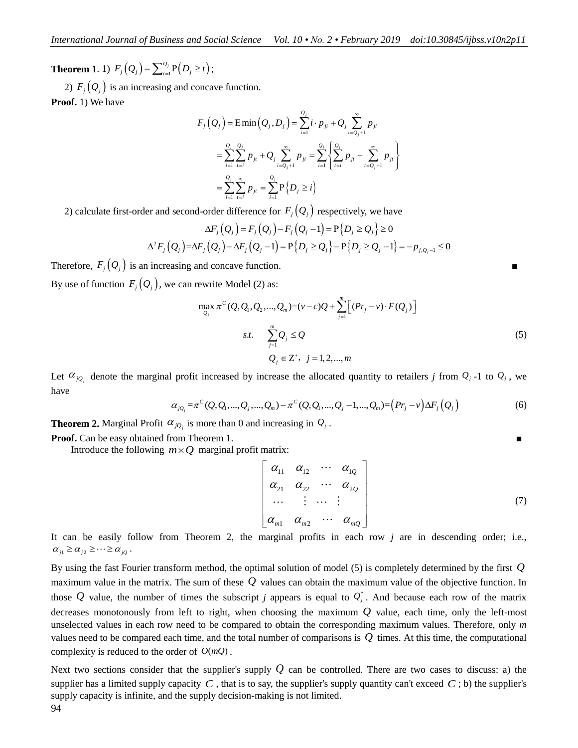**Theorem 1**. 1) $F_j(Q_j) = \sum_{t=1}^{Q_j} \mathrm{P}(D_j \ge t)$;

2) $F_j(Q_j)$ is an increasing and concave function.

**Proof.** 1) We have

$$
\begin{aligned}
F_j(Q_j) &= \mathrm{E}\min(Q_j, D_j) = \sum_{i=1}^{Q_j} i \cdot p_{ji} + Q_j \sum_{i=Q_j+1}^{\infty} p_{ji} \\
&= \sum_{i=1}^{Q_j}\sum_{t=i}^{Q_j} p_{jt} + Q_j \sum_{i=Q_j+1}^{\infty} p_{ji} = \sum_{i=1}^{Q_j}\left\{\sum_{t=i}^{Q_j} p_{jt} + \sum_{t=Q_j+1}^{\infty} p_{jt}\right\} \\
&= \sum_{i=1}^{Q_j}\sum_{t=i}^{\infty} p_{jt} = \sum_{i=1}^{Q_j} \mathrm{P}\left\{D_j \ge i\right\}
\end{aligned}
$$

2) calculate first-order and second-order difference for $F_j(Q_j)$ respectively, we have

$$
\Delta F_j(Q_j) = F_j(Q_j) - F_j(Q_j - 1) = \mathrm{P}\left\{D_j \ge Q_j\right\} \ge 0
$$

$$
\Delta^2 F_j(Q_j) = \Delta F_j(Q_j) - \Delta F_j(Q_j - 1) = \mathrm{P}\left\{D_j \ge Q_j\right\} - \mathrm{P}\left\{D_j \ge Q_j - 1\right\} = -p_{j,Q_j-1} \le 0
$$

Therefore, $F_j(Q_j)$ is an increasing and concave function. ■

By use of function $F_j(Q_j)$, we can rewrite Model (2) as:

$$
\begin{aligned}
\max_{Q_j} \pi^C(Q, Q_1, Q_2, ..., Q_m) &= (v - c)Q + \sum_{j=1}^{m}\left[(Pr_j - v)\cdot F(Q_j)\right] \\
s.t. \quad & \sum_{j=1}^{m} Q_j \le Q \\
& Q_j \in \mathrm{Z}^+,\ j = 1, 2, ..., m
\end{aligned}
\tag{5}
$$

Let $\alpha_{jQ_j}$ denote the marginal profit increased by increase the allocated quantity to retailers *j* from $Q_j$ -1 to $Q_j$, we have

$$
\alpha_{jQ_j} = \pi^C(Q, Q_1, ..., Q_j, ..., Q_m) - \pi^C(Q, Q_1, ..., Q_j - 1, ..., Q_m) = (Pr_j - v)\Delta F_j(Q_j) \tag{6}
$$

**Theorem 2.** Marginal Profit $\alpha_{jQ_j}$ is more than 0 and increasing in $Q_j$.

**Proof.** Can be easy obtained from Theorem 1. ■

Introduce the following $m \times Q$ marginal profit matrix:

$$
\begin{bmatrix}
\alpha_{11} & \alpha_{12} & \cdots & \alpha_{1Q} \\
\alpha_{21} & \alpha_{22} & \cdots & \alpha_{2Q} \\
\cdots & \vdots & \cdots & \vdots \\
\alpha_{m1} & \alpha_{m2} & \cdots & \alpha_{mQ}
\end{bmatrix}
\tag{7}
$$

It can be easily follow from Theorem 2, the marginal profits in each row *j* are in descending order; i.e., $\alpha_{j1} \ge \alpha_{j2} \ge \cdots \ge \alpha_{jQ}$.

By using the fast Fourier transform method, the optimal solution of model (5) is completely determined by the first $Q$ maximum value in the matrix. The sum of these $Q$ values can obtain the maximum value of the objective function. In those $Q$ value, the number of times the subscript *j* appears is equal to $Q_j^*$. And because each row of the matrix decreases monotonously from left to right, when choosing the maximum $Q$ value, each time, only the left-most unselected values in each row need to be compared to obtain the corresponding maximum values. Therefore, only *m* values need to be compared each time, and the total number of comparisons is $Q$ times. At this time, the computational complexity is reduced to the order of $O(mQ)$.

Next two sections consider that the supplier's supply $Q$ can be controlled. There are two cases to discuss: a) the supplier has a limited supply capacity $C$, that is to say, the supplier's supply quantity can't exceed $C$; b) the supplier's supply capacity is infinite, and the supply decision-making is not limited.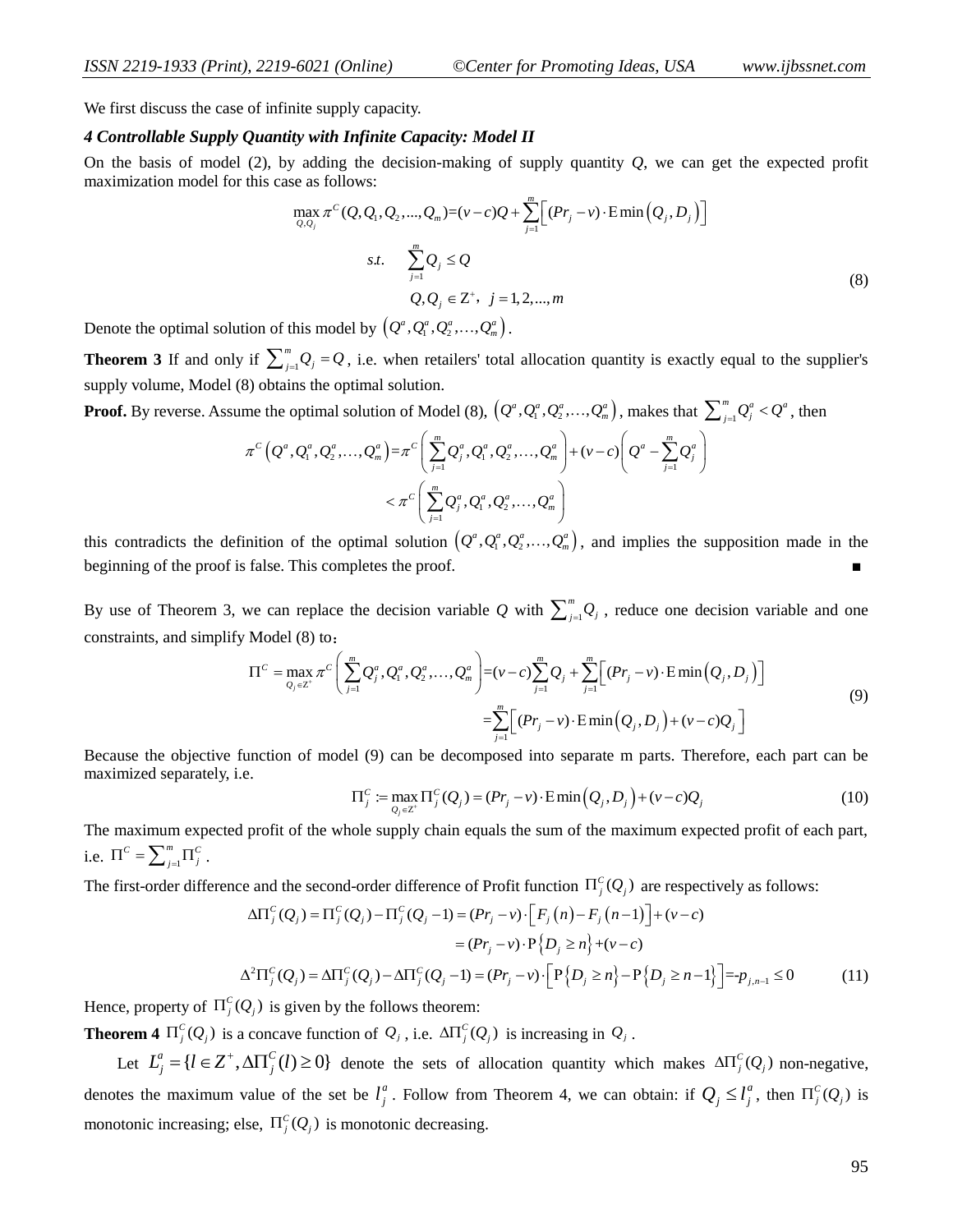We first discuss the case of infinite supply capacity.

### *4 Controllable Supply Quantity with Infinite Capacity: Model II*

On the basis of model (2), by adding the decision-making of supply quantity $Q$, we can get the expected profit maximization model for this case as follows:

$$\max_{Q,Q_j} \pi^C(Q,Q_1,Q_2,...,Q_m)=(v-c)Q+\sum_{j=1}^{m}\Big[(Pr_j-v)\cdot \mathrm{E}\min\big(Q_j,D_j\big)\Big]$$
$$s.t. \quad \sum_{j=1}^{m} Q_j \le Q$$
$$Q, Q_j \in \mathrm{Z}^+,\ \ j=1,2,...,m \tag{8}$$

Denote the optimal solution of this model by $\left(Q^a, Q_1^a, Q_2^a, \ldots, Q_m^a\right)$.

**Theorem 3** If and only if $\sum_{j=1}^{m} Q_j = Q$, i.e. when retailers' total allocation quantity is exactly equal to the supplier's supply volume, Model (8) obtains the optimal solution.

**Proof.** By reverse. Assume the optimal solution of Model (8), $\left(Q^a, Q_1^a, Q_2^a, \ldots, Q_m^a\right)$, makes that $\sum_{j=1}^{m} Q_j^a < Q^a$, then

$$\pi^C\left(Q^a, Q_1^a, Q_2^a, \ldots, Q_m^a\right) = \pi^C\left(\sum_{j=1}^{m} Q_j^a, Q_1^a, Q_2^a, \ldots, Q_m^a\right) + (v-c)\left(Q^a - \sum_{j=1}^{m} Q_j^a\right)$$
$$< \pi^C\left(\sum_{j=1}^{m} Q_j^a, Q_1^a, Q_2^a, \ldots, Q_m^a\right)$$

this contradicts the definition of the optimal solution $\left(Q^a, Q_1^a, Q_2^a, \ldots, Q_m^a\right)$, and implies the supposition made in the beginning of the proof is false. This completes the proof. ■

By use of Theorem 3, we can replace the decision variable $Q$ with $\sum_{j=1}^{m} Q_j$, reduce one decision variable and one constraints, and simplify Model (8) to：

$$\Pi^C = \max_{Q_j \in \mathrm{Z}^+} \pi^C\left(\sum_{j=1}^{m} Q_j^a, Q_1^a, Q_2^a, \ldots, Q_m^a\right) = (v-c)\sum_{j=1}^{m} Q_j + \sum_{j=1}^{m}\Big[(Pr_j - v)\cdot \mathrm{E}\min\big(Q_j, D_j\big)\Big]$$
$$= \sum_{j=1}^{m}\Big[(Pr_j - v)\cdot \mathrm{E}\min\big(Q_j, D_j\big) + (v-c)Q_j\Big] \tag{9}$$

Because the objective function of model (9) can be decomposed into separate m parts. Therefore, each part can be maximized separately, i.e.

$$\Pi_j^C := \max_{Q_j \in \mathrm{Z}^+} \Pi_j^C(Q_j) = (Pr_j - v)\cdot \mathrm{E}\min\big(Q_j, D_j\big) + (v-c)Q_j \tag{10}$$

The maximum expected profit of the whole supply chain equals the sum of the maximum expected profit of each part, i.e. $\Pi^C = \sum_{j=1}^{m} \Pi_j^C$.

The first-order difference and the second-order difference of Profit function $\Pi_j^C(Q_j)$ are respectively as follows:

$$\Delta\Pi_j^C(Q_j) = \Pi_j^C(Q_j) - \Pi_j^C(Q_j - 1) = (Pr_j - v)\cdot\Big[F_j\big(n\big) - F_j\big(n-1\big)\Big] + (v-c)$$
$$= (Pr_j - v)\cdot \mathrm{P}\big\{D_j \ge n\big\} + (v-c)$$
$$\Delta^2\Pi_j^C(Q_j) = \Delta\Pi_j^C(Q_j) - \Delta\Pi_j^C(Q_j - 1) = (Pr_j - v)\cdot\Big[\mathrm{P}\big\{D_j \ge n\big\} - \mathrm{P}\big\{D_j \ge n-1\big\}\Big] = -p_{j,n-1} \le 0 \tag{11}$$

Hence, property of $\Pi_j^C(Q_j)$ is given by the follows theorem:

**Theorem 4** $\Pi_j^C(Q_j)$ is a concave function of $Q_j$, i.e. $\Delta\Pi_j^C(Q_j)$ is increasing in $Q_j$.

Let $L_j^a = \{l \in Z^+, \Delta\Pi_j^C(l) \ge 0\}$ denote the sets of allocation quantity which makes $\Delta\Pi_j^C(Q_j)$ non-negative, denotes the maximum value of the set be $l_j^a$. Follow from Theorem 4, we can obtain: if $Q_j \le l_j^a$, then $\Pi_j^C(Q_j)$ is monotonic increasing; else, $\Pi_j^C(Q_j)$ is monotonic decreasing.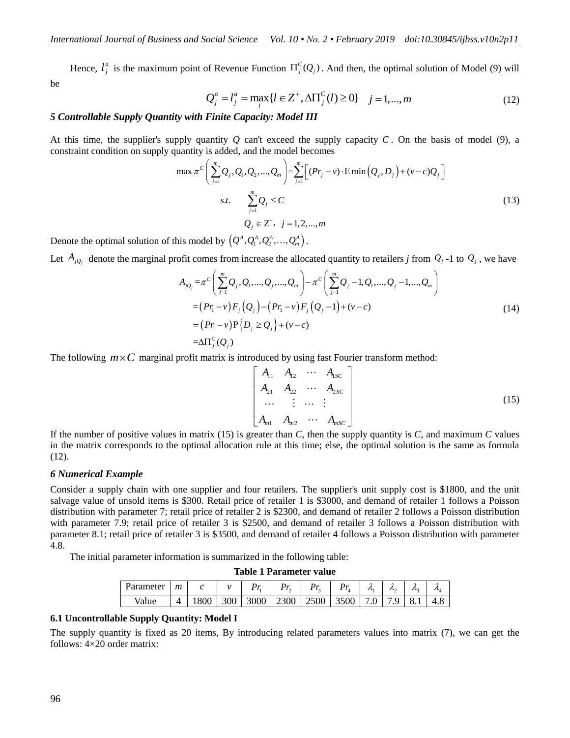Hence, $l_j^a$ is the maximum point of Revenue Function $\Pi_j^C(Q_j)$. And then, the optimal solution of Model (9) will be

$$Q_j^a = l_j^a = \max_l \{l \in Z^+, \Delta\Pi_j^C(l) \geq 0\} \quad j = 1, ..., m \tag{12}$$

### *5 Controllable Supply Quantity with Finite Capacity: Model III*

At this time, the supplier's supply quantity $Q$ can't exceed the supply capacity $C$. On the basis of model (9), a constraint condition on supply quantity is added, and the model becomes

$$\begin{aligned}
\max \pi^C \left( \sum_{j=1}^{m} Q_j, Q_1, Q_2, ..., Q_m \right) &= \sum_{j=1}^{m} \left[ (Pr_j - v) \cdot \mathrm{E}\min\left(Q_j, D_j\right) + (v-c)Q_j \right] \\
s.t. \quad & \sum_{j=1}^{m} Q_j \leq C \\
& Q_j \in \mathrm{Z}^+, \; j = 1, 2, ..., m
\end{aligned} \tag{13}$$

Denote the optimal solution of this model by $\left(Q^A, Q_1^A, Q_2^A, \ldots, Q_m^A\right)$.

Let $A_{jQ_j}$ denote the marginal profit comes from increase the allocated quantity to retailers *j* from $Q_j$ -1 to $Q_j$, we have

$$\begin{aligned}
A_{jQ_j} &= \pi^C \left( \sum_{j=1}^{m} Q_j, Q_1, ..., Q_j, ..., Q_m \right) - \pi^C \left( \sum_{j=1}^{m} Q_j - 1, Q_1, ..., Q_j - 1, ..., Q_m \right) \\
&= \left(Pr_1 - v\right) F_j\left(Q_j\right) - \left(Pr_1 - v\right) F_j\left(Q_j - 1\right) + (v - c) \\
&= \left(Pr_1 - v\right) \mathrm{P}\left\{D_j \geq Q_j\right\} + (v - c) \\
&= \Delta\Pi_j^C(Q_j)
\end{aligned} \tag{14}$$

The following $m \times C$ marginal profit matrix is introduced by using fast Fourier transform method:

$$\begin{bmatrix}
A_{11} & A_{12} & \cdots & A_{1SC} \\
A_{21} & A_{22} & \cdots & A_{2SC} \\
\cdots & \vdots & \cdots & \vdots \\
A_{m1} & A_{m2} & \cdots & A_{mSC}
\end{bmatrix} \tag{15}$$

If the number of positive values in matrix (15) is greater than *C*, then the supply quantity is *C*, and maximum *C* values in the matrix corresponds to the optimal allocation rule at this time; else, the optimal solution is the same as formula (12).

### *6 Numerical Example*

Consider a supply chain with one supplier and four retailers. The supplier's unit supply cost is \$1800, and the unit salvage value of unsold items is \$300. Retail price of retailer 1 is \$3000, and demand of retailer 1 follows a Poisson distribution with parameter 7; retail price of retailer 2 is \$2300, and demand of retailer 2 follows a Poisson distribution with parameter 7.9; retail price of retailer 3 is \$2500, and demand of retailer 3 follows a Poisson distribution with parameter 8.1; retail price of retailer 3 is \$3500, and demand of retailer 4 follows a Poisson distribution with parameter 4.8.

The initial parameter information is summarized in the following table:

**Table 1 Parameter value**

| Parameter | $m$ | $c$ | $v$ | $Pr_1$ | $Pr_2$ | $Pr_3$ | $Pr_4$ | $\lambda_1$ | $\lambda_2$ | $\lambda_3$ | $\lambda_4$ |
|---|---|---|---|---|---|---|---|---|---|---|---|
| Value | 4 | 1800 | 300 | 3000 | 2300 | 2500 | 3500 | 7.0 | 7.9 | 8.1 | 4.8 |

#### 6.1 Uncontrollable Supply Quantity: Model I

The supply quantity is fixed as 20 items, By introducing related parameters values into matrix (7), we can get the follows: 4×20 order matrix: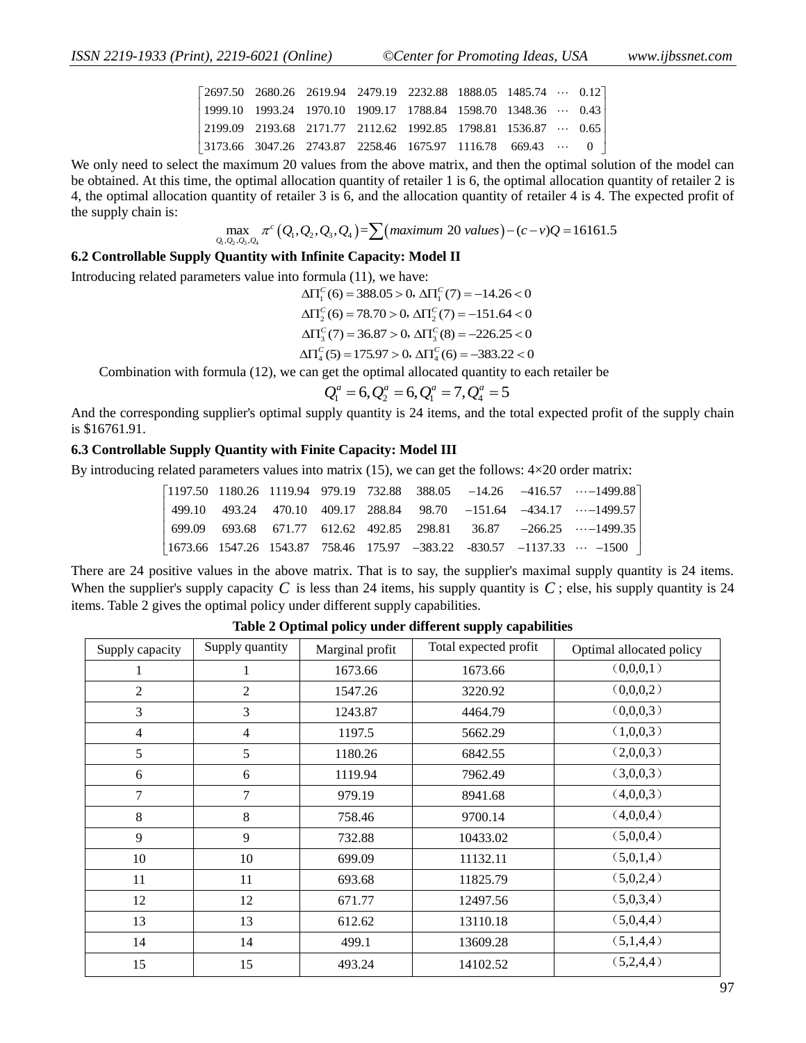$$
\begin{bmatrix}
2697.50 & 2680.26 & 2619.94 & 2479.19 & 2232.88 & 1888.05 & 1485.74 & \cdots & 0.12 \\
1999.10 & 1993.24 & 1970.10 & 1909.17 & 1788.84 & 1598.70 & 1348.36 & \cdots & 0.43 \\
2199.09 & 2193.68 & 2171.77 & 2112.62 & 1992.85 & 1798.81 & 1536.87 & \cdots & 0.65 \\
3173.66 & 3047.26 & 2743.87 & 2258.46 & 1675.97 & 1116.78 & 669.43 & \cdots & 0
\end{bmatrix}
$$

We only need to select the maximum 20 values from the above matrix, and then the optimal solution of the model can be obtained. At this time, the optimal allocation quantity of retailer 1 is 6, the optimal allocation quantity of retailer 2 is 4, the optimal allocation quantity of retailer 3 is 6, and the allocation quantity of retailer 4 is 4. The expected profit of the supply chain is:

$$
\max_{Q_1,Q_2,Q_3,Q_4} \pi^c\left(Q_1,Q_2,Q_3,Q_4\right)=\sum\left(\textit{maximum } 20 \textit{ values}\right)-(c-v)Q=16161.5
$$

### 6.2 Controllable Supply Quantity with Infinite Capacity: Model II

Introducing related parameters value into formula (11), we have:

$$
\Delta\Pi_1^C(6)=388.05>0,\ \Delta\Pi_1^C(7)=-14.26<0
$$

$$
\Delta\Pi_2^C(6)=78.70>0,\ \Delta\Pi_2^C(7)=-151.64<0
$$

$$
\Delta\Pi_3^C(7)=36.87>0,\ \Delta\Pi_3^C(8)=-226.25<0
$$

$$
\Delta\Pi_4^C(5)=175.97>0,\ \Delta\Pi_4^C(6)=-383.22<0
$$

Combination with formula (12), we can get the optimal allocated quantity to each retailer be

$$
Q_1^a=6, Q_2^a=6, Q_1^a=7, Q_4^a=5
$$

And the corresponding supplier's optimal supply quantity is 24 items, and the total expected profit of the supply chain is $16761.91.

### 6.3 Controllable Supply Quantity with Finite Capacity: Model III

By introducing related parameters values into matrix (15), we can get the follows: 4×20 order matrix:

$$
\begin{bmatrix}
1197.50 & 1180.26 & 1119.94 & 979.19 & 732.88 & 388.05 & -14.26 & -416.57 & \cdots -1499.88 \\
499.10 & 493.24 & 470.10 & 409.17 & 288.84 & 98.70 & -151.64 & -434.17 & \cdots -1499.57 \\
699.09 & 693.68 & 671.77 & 612.62 & 492.85 & 298.81 & 36.87 & -266.25 & \cdots -1499.35 \\
1673.66 & 1547.26 & 1543.87 & 758.46 & 175.97 & -383.22 & -830.57 & -1137.33 & \cdots\ -1500
\end{bmatrix}
$$

There are 24 positive values in the above matrix. That is to say, the supplier's maximal supply quantity is 24 items. When the supplier's supply capacity $C$ is less than 24 items, his supply quantity is $C$; else, his supply quantity is 24 items. Table 2 gives the optimal policy under different supply capabilities.

**Table 2 Optimal policy under different supply capabilities**

| Supply capacity | Supply quantity | Marginal profit | Total expected profit | Optimal allocated policy |
|---|---|---|---|---|
| 1 | 1 | 1673.66 | 1673.66 | (0,0,0,1) |
| 2 | 2 | 1547.26 | 3220.92 | (0,0,0,2) |
| 3 | 3 | 1243.87 | 4464.79 | (0,0,0,3) |
| 4 | 4 | 1197.5 | 5662.29 | (1,0,0,3) |
| 5 | 5 | 1180.26 | 6842.55 | (2,0,0,3) |
| 6 | 6 | 1119.94 | 7962.49 | (3,0,0,3) |
| 7 | 7 | 979.19 | 8941.68 | (4,0,0,3) |
| 8 | 8 | 758.46 | 9700.14 | (4,0,0,4) |
| 9 | 9 | 732.88 | 10433.02 | (5,0,0,4) |
| 10 | 10 | 699.09 | 11132.11 | (5,0,1,4) |
| 11 | 11 | 693.68 | 11825.79 | (5,0,2,4) |
| 12 | 12 | 671.77 | 12497.56 | (5,0,3,4) |
| 13 | 13 | 612.62 | 13110.18 | (5,0,4,4) |
| 14 | 14 | 499.1 | 13609.28 | (5,1,4,4) |
| 15 | 15 | 493.24 | 14102.52 | (5,2,4,4) |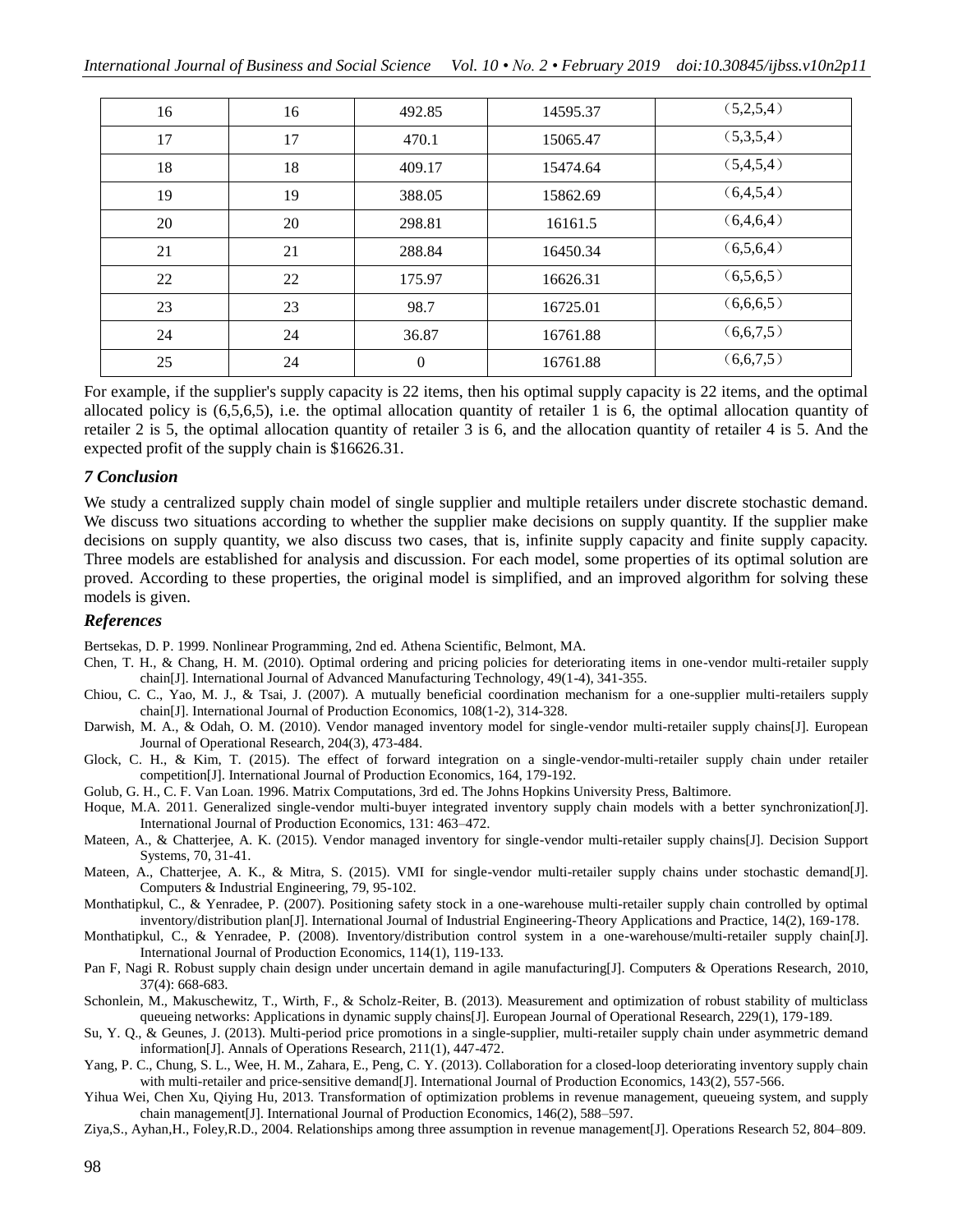| | | | | |
|---|---|---|---|---|
| 16 | 16 | 492.85 | 14595.37 | （5,2,5,4） |
| 17 | 17 | 470.1 | 15065.47 | （5,3,5,4） |
| 18 | 18 | 409.17 | 15474.64 | （5,4,5,4） |
| 19 | 19 | 388.05 | 15862.69 | （6,4,5,4） |
| 20 | 20 | 298.81 | 16161.5 | （6,4,6,4） |
| 21 | 21 | 288.84 | 16450.34 | （6,5,6,4） |
| 22 | 22 | 175.97 | 16626.31 | （6,5,6,5） |
| 23 | 23 | 98.7 | 16725.01 | （6,6,6,5） |
| 24 | 24 | 36.87 | 16761.88 | （6,6,7,5） |
| 25 | 24 | 0 | 16761.88 | （6,6,7,5） |

For example, if the supplier's supply capacity is 22 items, then his optimal supply capacity is 22 items, and the optimal allocated policy is (6,5,6,5), i.e. the optimal allocation quantity of retailer 1 is 6, the optimal allocation quantity of retailer 2 is 5, the optimal allocation quantity of retailer 3 is 6, and the allocation quantity of retailer 4 is 5. And the expected profit of the supply chain is $16626.31.

### *7 Conclusion*

We study a centralized supply chain model of single supplier and multiple retailers under discrete stochastic demand. We discuss two situations according to whether the supplier make decisions on supply quantity. If the supplier make decisions on supply quantity, we also discuss two cases, that is, infinite supply capacity and finite supply capacity. Three models are established for analysis and discussion. For each model, some properties of its optimal solution are proved. According to these properties, the original model is simplified, and an improved algorithm for solving these models is given.

### *References*

Bertsekas, D. P. 1999. Nonlinear Programming, 2nd ed. Athena Scientific, Belmont, MA.

Chen, T. H., & Chang, H. M. (2010). Optimal ordering and pricing policies for deteriorating items in one-vendor multi-retailer supply chain[J]. International Journal of Advanced Manufacturing Technology, 49(1-4), 341-355.

Chiou, C. C., Yao, M. J., & Tsai, J. (2007). A mutually beneficial coordination mechanism for a one-supplier multi-retailers supply chain[J]. International Journal of Production Economics, 108(1-2), 314-328.

Darwish, M. A., & Odah, O. M. (2010). Vendor managed inventory model for single-vendor multi-retailer supply chains[J]. European Journal of Operational Research, 204(3), 473-484.

Glock, C. H., & Kim, T. (2015). The effect of forward integration on a single-vendor-multi-retailer supply chain under retailer competition[J]. International Journal of Production Economics, 164, 179-192.

Golub, G. H., C. F. Van Loan. 1996. Matrix Computations, 3rd ed. The Johns Hopkins University Press, Baltimore.

Hoque, M.A. 2011. Generalized single-vendor multi-buyer integrated inventory supply chain models with a better synchronization[J]. International Journal of Production Economics, 131: 463–472.

Mateen, A., & Chatterjee, A. K. (2015). Vendor managed inventory for single-vendor multi-retailer supply chains[J]. Decision Support Systems, 70, 31-41.

Mateen, A., Chatterjee, A. K., & Mitra, S. (2015). VMI for single-vendor multi-retailer supply chains under stochastic demand[J]. Computers & Industrial Engineering, 79, 95-102.

Monthatipkul, C., & Yenradee, P. (2007). Positioning safety stock in a one-warehouse multi-retailer supply chain controlled by optimal inventory/distribution plan[J]. International Journal of Industrial Engineering-Theory Applications and Practice, 14(2), 169-178.

Monthatipkul, C., & Yenradee, P. (2008). Inventory/distribution control system in a one-warehouse/multi-retailer supply chain[J]. International Journal of Production Economics, 114(1), 119-133.

Pan F, Nagi R. Robust supply chain design under uncertain demand in agile manufacturing[J]. Computers & Operations Research, 2010, 37(4): 668-683.

Schonlein, M., Makuschewitz, T., Wirth, F., & Scholz-Reiter, B. (2013). Measurement and optimization of robust stability of multiclass queueing networks: Applications in dynamic supply chains[J]. European Journal of Operational Research, 229(1), 179-189.

Su, Y. Q., & Geunes, J. (2013). Multi-period price promotions in a single-supplier, multi-retailer supply chain under asymmetric demand information[J]. Annals of Operations Research, 211(1), 447-472.

Yang, P. C., Chung, S. L., Wee, H. M., Zahara, E., Peng, C. Y. (2013). Collaboration for a closed-loop deteriorating inventory supply chain with multi-retailer and price-sensitive demand[J]. International Journal of Production Economics, 143(2), 557-566.

Yihua Wei, Chen Xu, Qiying Hu, 2013. Transformation of optimization problems in revenue management, queueing system, and supply chain management[J]. International Journal of Production Economics, 146(2), 588–597.

Ziya,S., Ayhan,H., Foley,R.D., 2004. Relationships among three assumption in revenue management[J]. Operations Research 52, 804–809.